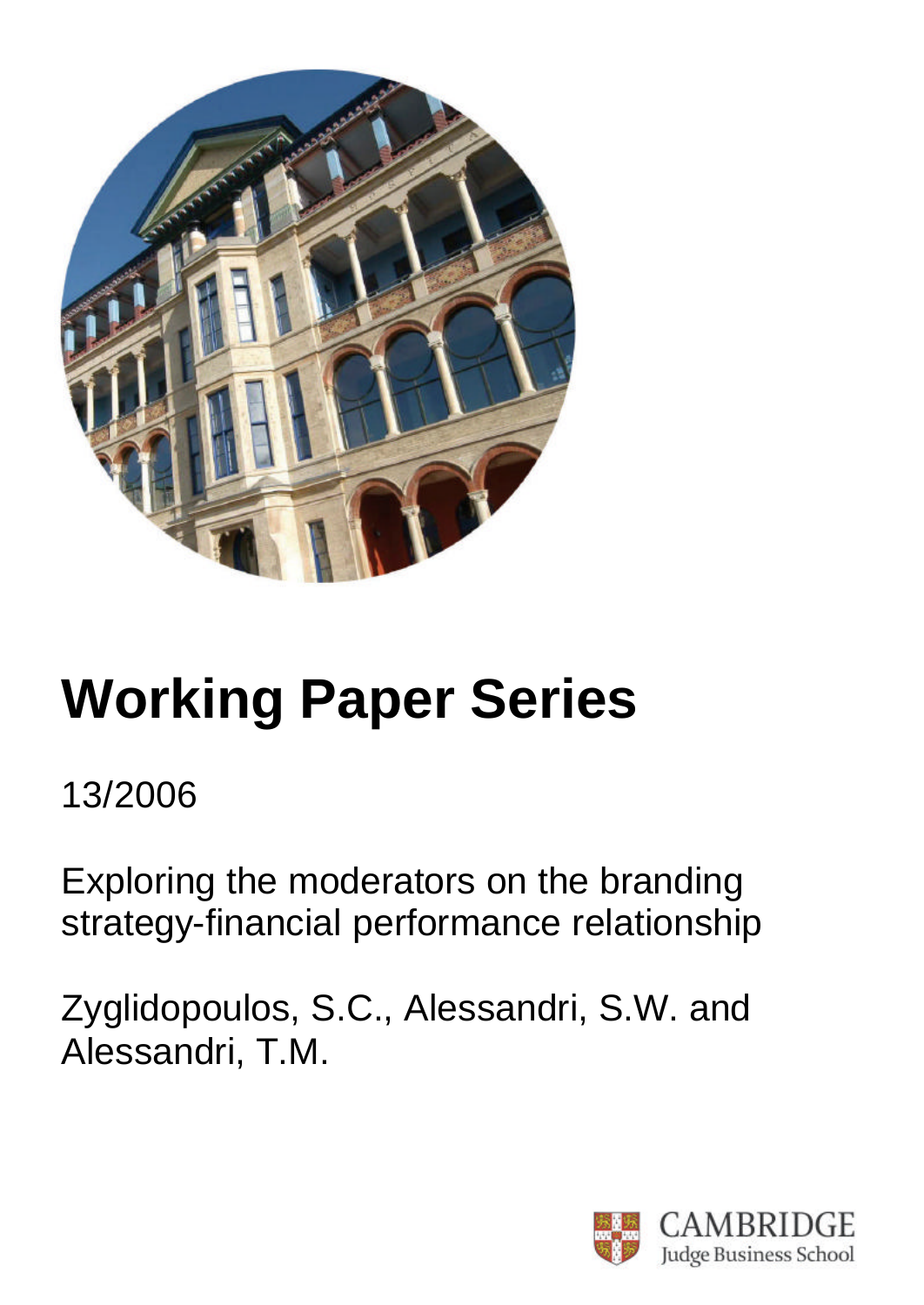# Working Paper Series

13/2006

Exploring the moderators on the branding strategy-financial performance relationship

Zyglidopoulos, S.C., Alessandri, S.W. and Alessandri, T.M.

CAMBRIDGE
Judge Business School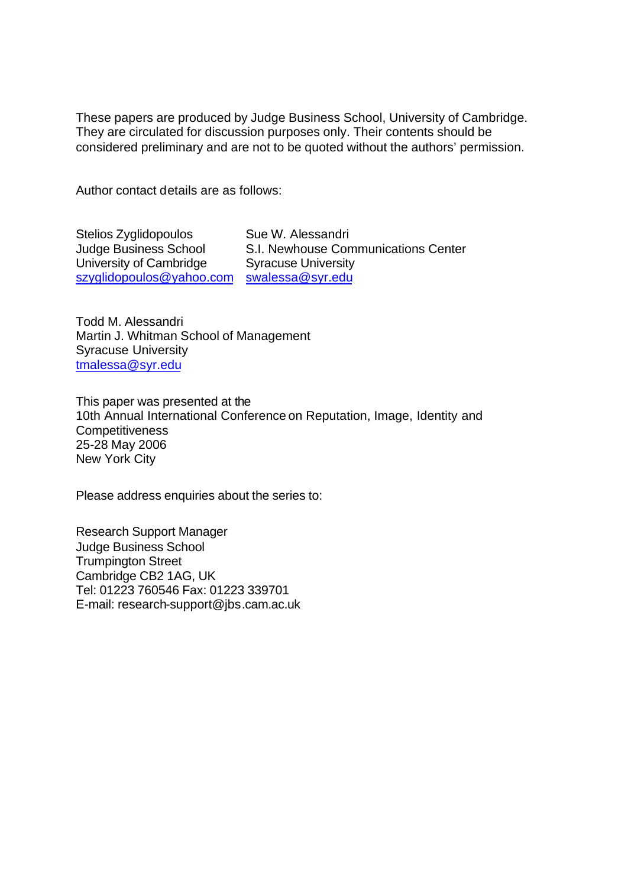These papers are produced by Judge Business School, University of Cambridge. They are circulated for discussion purposes only. Their contents should be considered preliminary and are not to be quoted without the authors' permission.

Author contact details are as follows:

Stelios Zyglidopoulos
Judge Business School
University of Cambridge
szyglidopoulos@yahoo.com

Sue W. Alessandri
S.I. Newhouse Communications Center
Syracuse University
swalessa@syr.edu

Todd M. Alessandri
Martin J. Whitman School of Management
Syracuse University
tmalessa@syr.edu

This paper was presented at the
10th Annual International Conference on Reputation, Image, Identity and Competitiveness
25-28 May 2006
New York City

Please address enquiries about the series to:

Research Support Manager
Judge Business School
Trumpington Street
Cambridge CB2 1AG, UK
Tel: 01223 760546 Fax: 01223 339701
E-mail: research-support@jbs.cam.ac.uk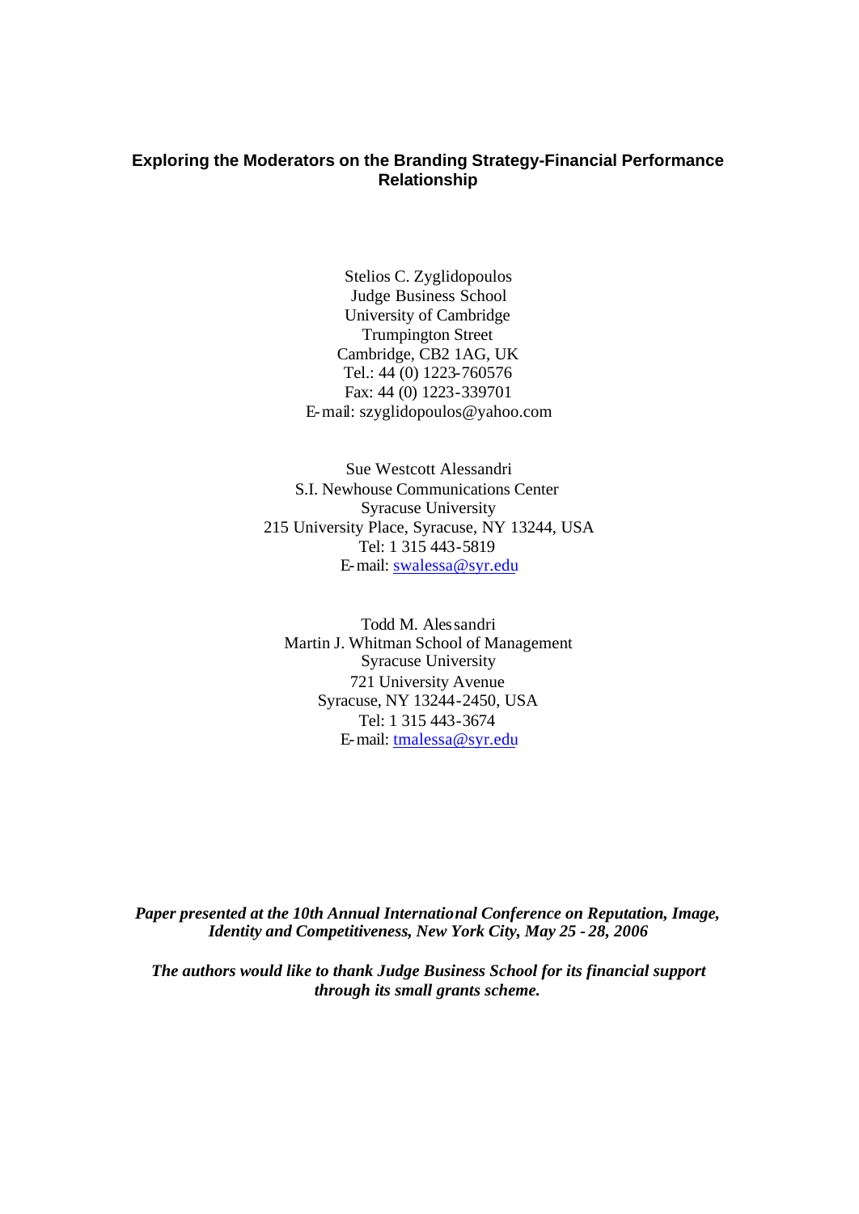**Exploring the Moderators on the Branding Strategy-Financial Performance Relationship**

Stelios C. Zyglidopoulos
Judge Business School
University of Cambridge
Trumpington Street
Cambridge, CB2 1AG, UK
Tel.: 44 (0) 1223-760576
Fax: 44 (0) 1223-339701
E-mail: szyglidopoulos@yahoo.com

Sue Westcott Alessandri
S.I. Newhouse Communications Center
Syracuse University
215 University Place, Syracuse, NY 13244, USA
Tel: 1 315 443-5819
E-mail: swalessa@syr.edu

Todd M. Alessandri
Martin J. Whitman School of Management
Syracuse University
721 University Avenue
Syracuse, NY 13244-2450, USA
Tel: 1 315 443-3674
E-mail: tmalessa@syr.edu

***Paper presented at the 10th Annual International Conference on Reputation, Image, Identity and Competitiveness, New York City, May 25 - 28, 2006***

***The authors would like to thank Judge Business School for its financial support through its small grants scheme.***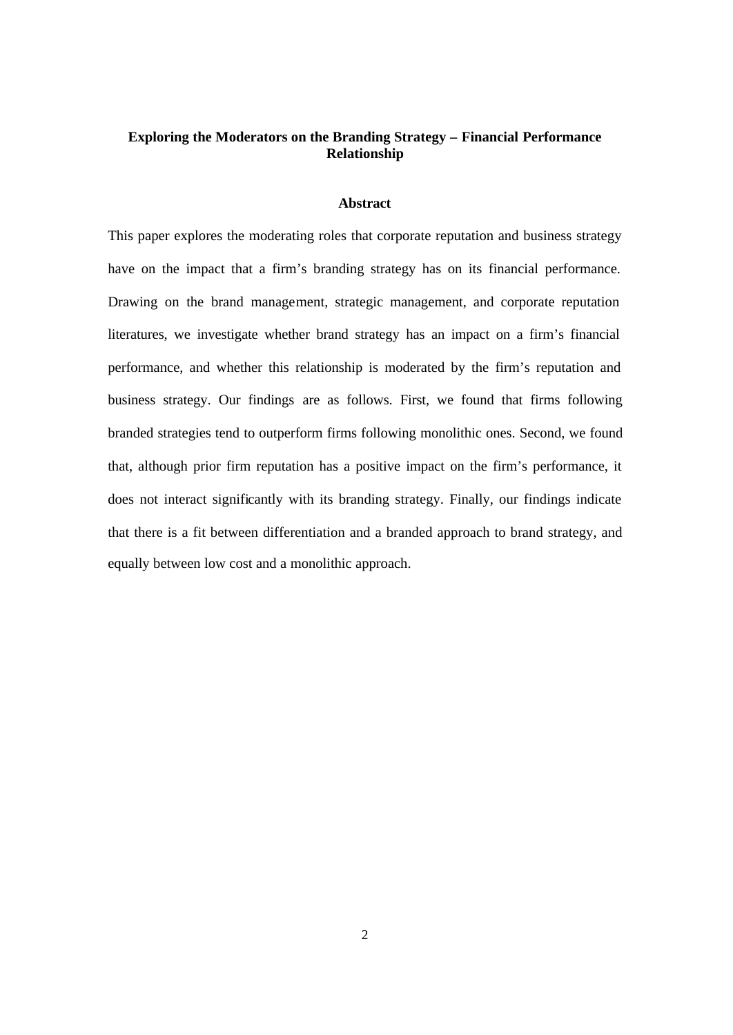**Exploring the Moderators on the Branding Strategy – Financial Performance Relationship**

**Abstract**

This paper explores the moderating roles that corporate reputation and business strategy have on the impact that a firm's branding strategy has on its financial performance. Drawing on the brand management, strategic management, and corporate reputation literatures, we investigate whether brand strategy has an impact on a firm's financial performance, and whether this relationship is moderated by the firm's reputation and business strategy. Our findings are as follows. First, we found that firms following branded strategies tend to outperform firms following monolithic ones. Second, we found that, although prior firm reputation has a positive impact on the firm's performance, it does not interact significantly with its branding strategy. Finally, our findings indicate that there is a fit between differentiation and a branded approach to brand strategy, and equally between low cost and a monolithic approach.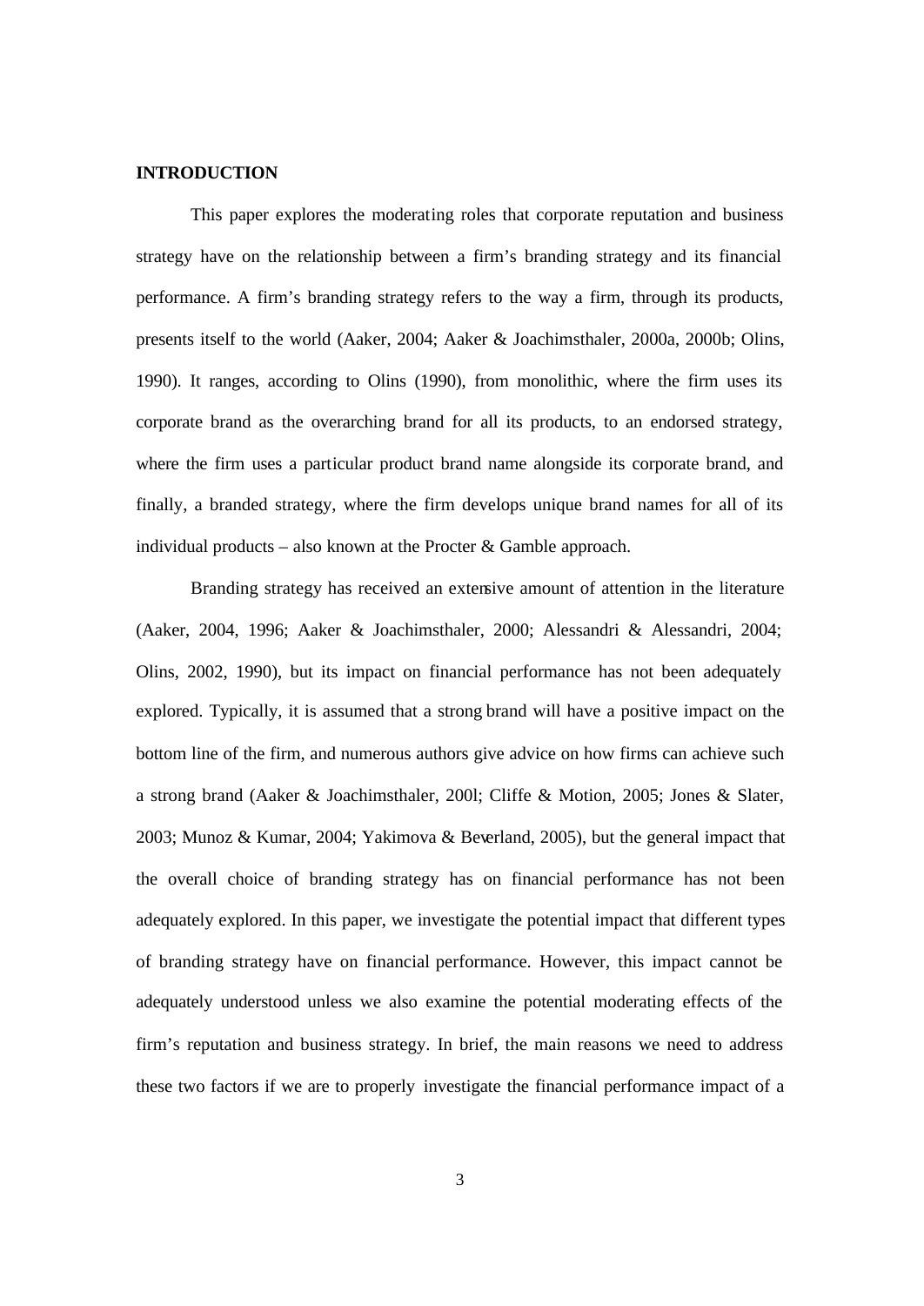## INTRODUCTION

This paper explores the moderating roles that corporate reputation and business strategy have on the relationship between a firm's branding strategy and its financial performance. A firm's branding strategy refers to the way a firm, through its products, presents itself to the world (Aaker, 2004; Aaker & Joachimsthaler, 2000a, 2000b; Olins, 1990). It ranges, according to Olins (1990), from monolithic, where the firm uses its corporate brand as the overarching brand for all its products, to an endorsed strategy, where the firm uses a particular product brand name alongside its corporate brand, and finally, a branded strategy, where the firm develops unique brand names for all of its individual products – also known at the Procter & Gamble approach.

Branding strategy has received an extensive amount of attention in the literature (Aaker, 2004, 1996; Aaker & Joachimsthaler, 2000; Alessandri & Alessandri, 2004; Olins, 2002, 1990), but its impact on financial performance has not been adequately explored. Typically, it is assumed that a strong brand will have a positive impact on the bottom line of the firm, and numerous authors give advice on how firms can achieve such a strong brand (Aaker & Joachimsthaler, 200l; Cliffe & Motion, 2005; Jones & Slater, 2003; Munoz & Kumar, 2004; Yakimova & Beverland, 2005), but the general impact that the overall choice of branding strategy has on financial performance has not been adequately explored. In this paper, we investigate the potential impact that different types of branding strategy have on financial performance. However, this impact cannot be adequately understood unless we also examine the potential moderating effects of the firm's reputation and business strategy. In brief, the main reasons we need to address these two factors if we are to properly investigate the financial performance impact of a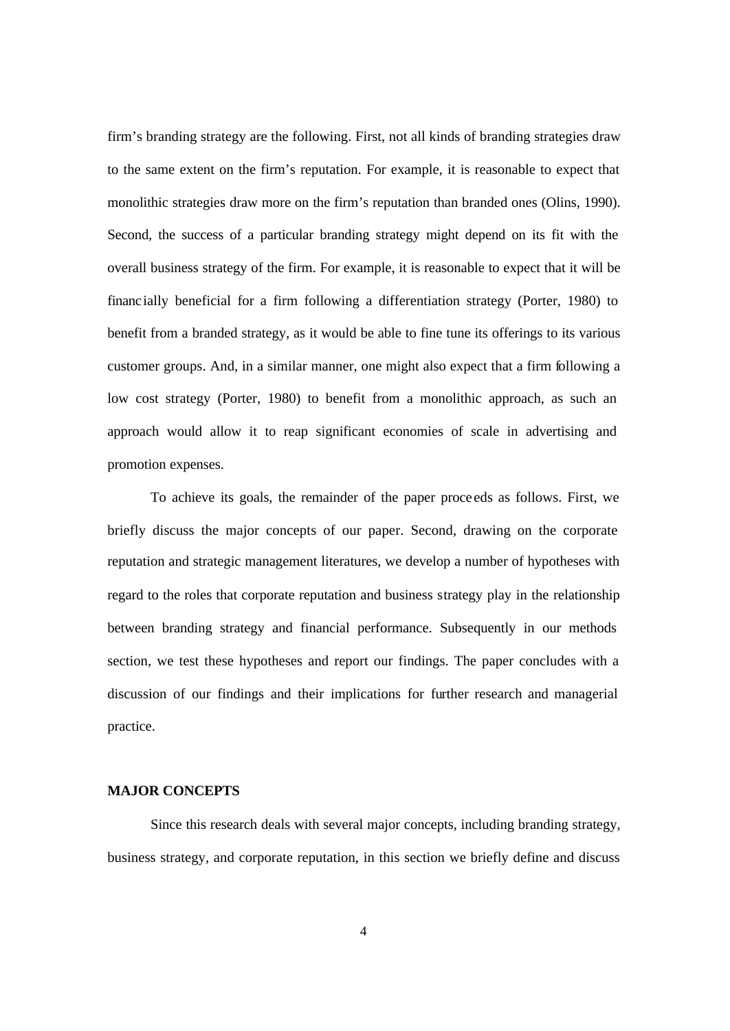firm's branding strategy are the following. First, not all kinds of branding strategies draw to the same extent on the firm's reputation. For example, it is reasonable to expect that monolithic strategies draw more on the firm's reputation than branded ones (Olins, 1990). Second, the success of a particular branding strategy might depend on its fit with the overall business strategy of the firm. For example, it is reasonable to expect that it will be financially beneficial for a firm following a differentiation strategy (Porter, 1980) to benefit from a branded strategy, as it would be able to fine tune its offerings to its various customer groups. And, in a similar manner, one might also expect that a firm following a low cost strategy (Porter, 1980) to benefit from a monolithic approach, as such an approach would allow it to reap significant economies of scale in advertising and promotion expenses.

To achieve its goals, the remainder of the paper proceeds as follows. First, we briefly discuss the major concepts of our paper. Second, drawing on the corporate reputation and strategic management literatures, we develop a number of hypotheses with regard to the roles that corporate reputation and business strategy play in the relationship between branding strategy and financial performance. Subsequently in our methods section, we test these hypotheses and report our findings. The paper concludes with a discussion of our findings and their implications for further research and managerial practice.

**MAJOR CONCEPTS**

Since this research deals with several major concepts, including branding strategy, business strategy, and corporate reputation, in this section we briefly define and discuss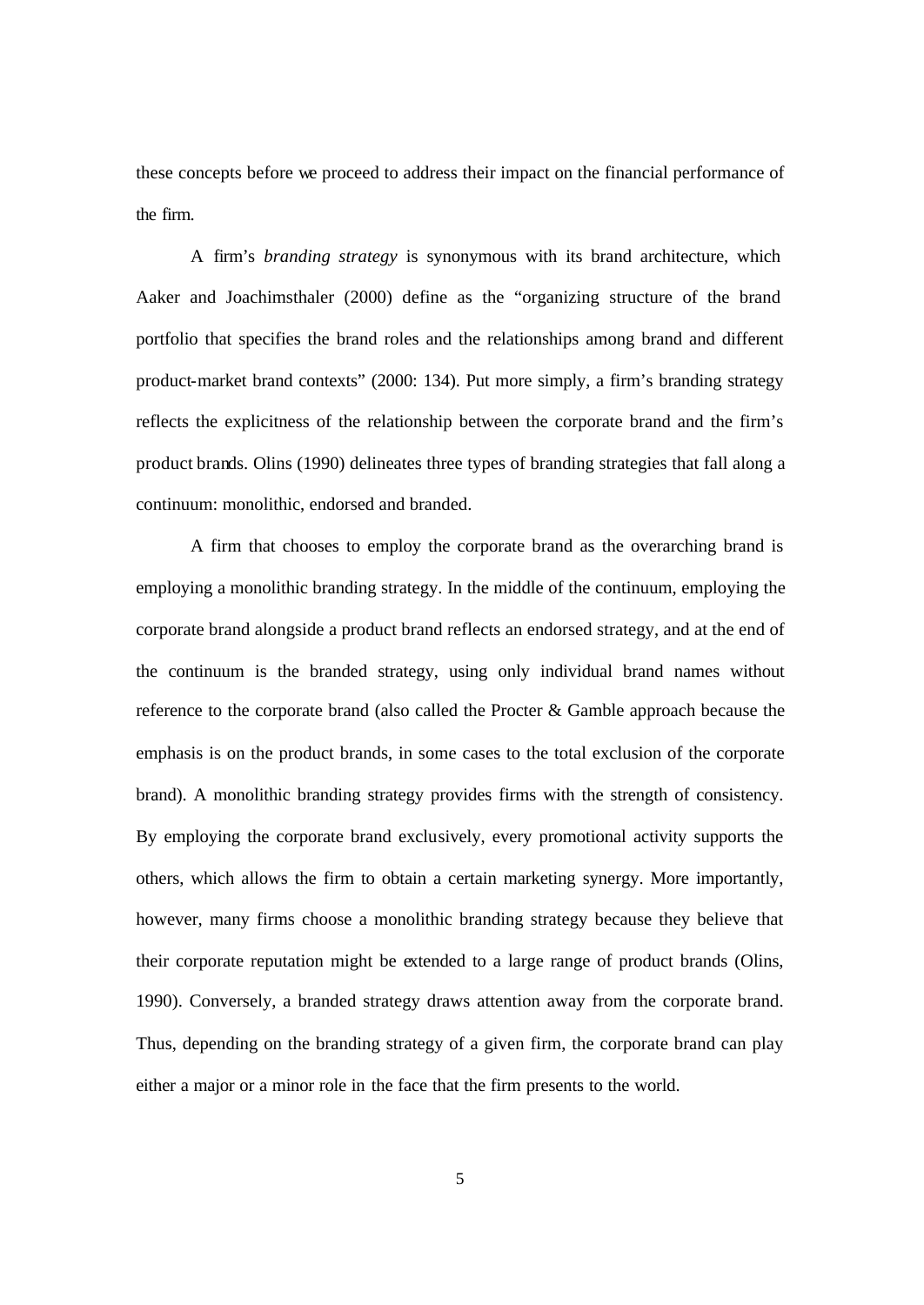these concepts before we proceed to address their impact on the financial performance of the firm.

A firm's *branding strategy* is synonymous with its brand architecture, which Aaker and Joachimsthaler (2000) define as the "organizing structure of the brand portfolio that specifies the brand roles and the relationships among brand and different product-market brand contexts" (2000: 134). Put more simply, a firm's branding strategy reflects the explicitness of the relationship between the corporate brand and the firm's product brands. Olins (1990) delineates three types of branding strategies that fall along a continuum: monolithic, endorsed and branded.

A firm that chooses to employ the corporate brand as the overarching brand is employing a monolithic branding strategy. In the middle of the continuum, employing the corporate brand alongside a product brand reflects an endorsed strategy, and at the end of the continuum is the branded strategy, using only individual brand names without reference to the corporate brand (also called the Procter & Gamble approach because the emphasis is on the product brands, in some cases to the total exclusion of the corporate brand). A monolithic branding strategy provides firms with the strength of consistency. By employing the corporate brand exclusively, every promotional activity supports the others, which allows the firm to obtain a certain marketing synergy. More importantly, however, many firms choose a monolithic branding strategy because they believe that their corporate reputation might be extended to a large range of product brands (Olins, 1990). Conversely, a branded strategy draws attention away from the corporate brand. Thus, depending on the branding strategy of a given firm, the corporate brand can play either a major or a minor role in the face that the firm presents to the world.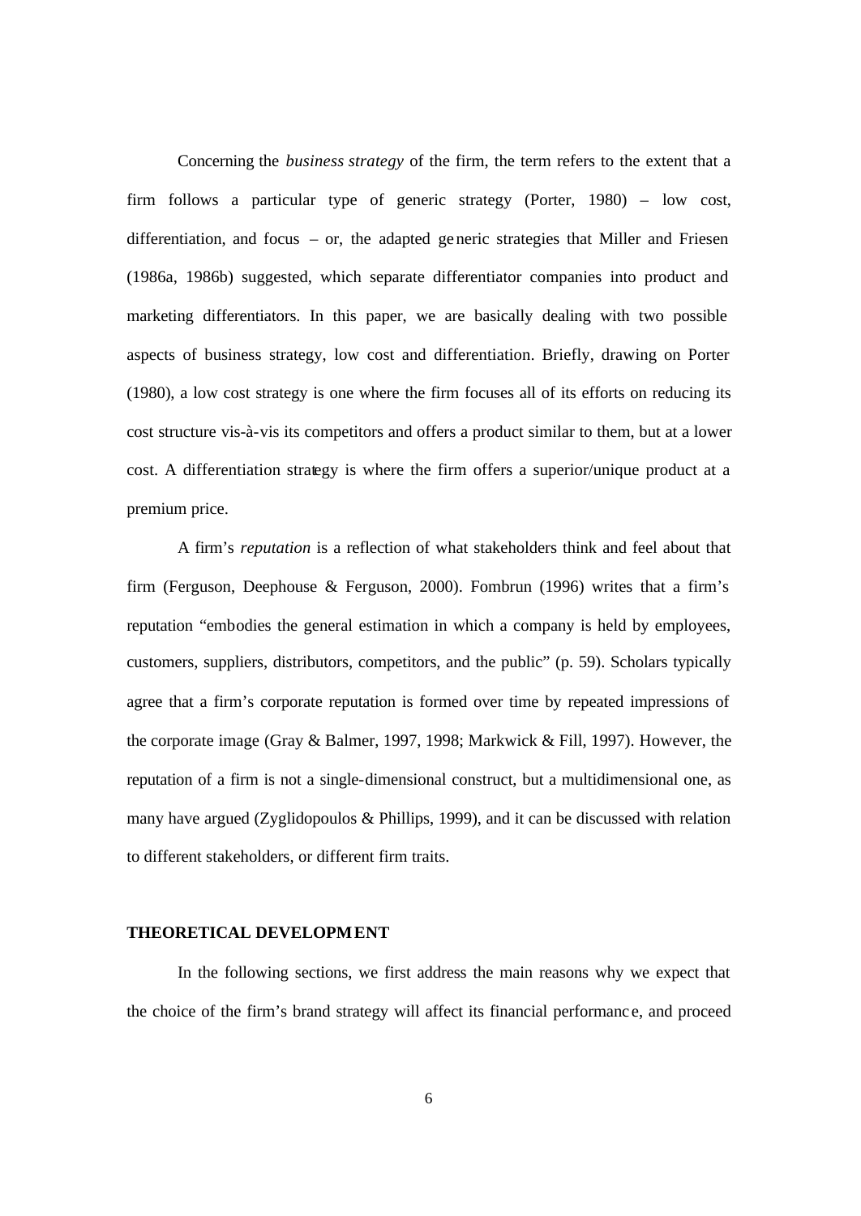Concerning the *business strategy* of the firm, the term refers to the extent that a firm follows a particular type of generic strategy (Porter, 1980) – low cost, differentiation, and focus – or, the adapted generic strategies that Miller and Friesen (1986a, 1986b) suggested, which separate differentiator companies into product and marketing differentiators. In this paper, we are basically dealing with two possible aspects of business strategy, low cost and differentiation. Briefly, drawing on Porter (1980), a low cost strategy is one where the firm focuses all of its efforts on reducing its cost structure vis-à-vis its competitors and offers a product similar to them, but at a lower cost. A differentiation strategy is where the firm offers a superior/unique product at a premium price.

A firm's *reputation* is a reflection of what stakeholders think and feel about that firm (Ferguson, Deephouse & Ferguson, 2000). Fombrun (1996) writes that a firm's reputation "embodies the general estimation in which a company is held by employees, customers, suppliers, distributors, competitors, and the public" (p. 59). Scholars typically agree that a firm's corporate reputation is formed over time by repeated impressions of the corporate image (Gray & Balmer, 1997, 1998; Markwick & Fill, 1997). However, the reputation of a firm is not a single-dimensional construct, but a multidimensional one, as many have argued (Zyglidopoulos & Phillips, 1999), and it can be discussed with relation to different stakeholders, or different firm traits.

## THEORETICAL DEVELOPMENT

In the following sections, we first address the main reasons why we expect that the choice of the firm's brand strategy will affect its financial performance, and proceed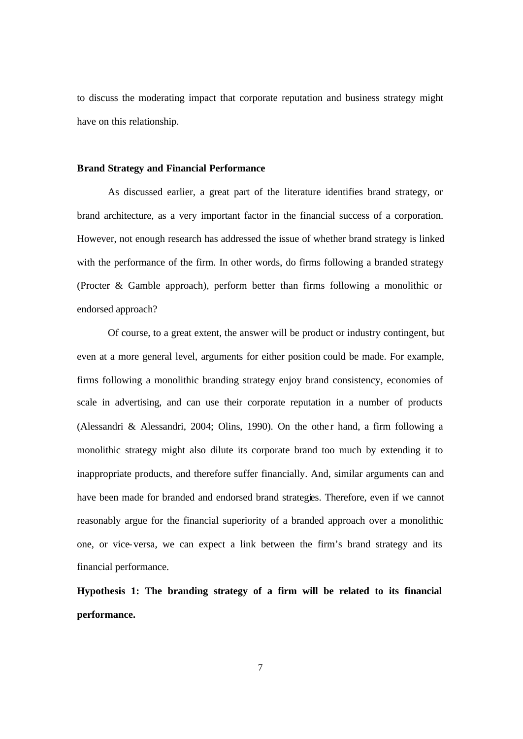to discuss the moderating impact that corporate reputation and business strategy might have on this relationship.

### Brand Strategy and Financial Performance

As discussed earlier, a great part of the literature identifies brand strategy, or brand architecture, as a very important factor in the financial success of a corporation. However, not enough research has addressed the issue of whether brand strategy is linked with the performance of the firm. In other words, do firms following a branded strategy (Procter & Gamble approach), perform better than firms following a monolithic or endorsed approach?

Of course, to a great extent, the answer will be product or industry contingent, but even at a more general level, arguments for either position could be made. For example, firms following a monolithic branding strategy enjoy brand consistency, economies of scale in advertising, and can use their corporate reputation in a number of products (Alessandri & Alessandri, 2004; Olins, 1990). On the other hand, a firm following a monolithic strategy might also dilute its corporate brand too much by extending it to inappropriate products, and therefore suffer financially. And, similar arguments can and have been made for branded and endorsed brand strategies. Therefore, even if we cannot reasonably argue for the financial superiority of a branded approach over a monolithic one, or vice-versa, we can expect a link between the firm's brand strategy and its financial performance.

**Hypothesis 1: The branding strategy of a firm will be related to its financial performance.**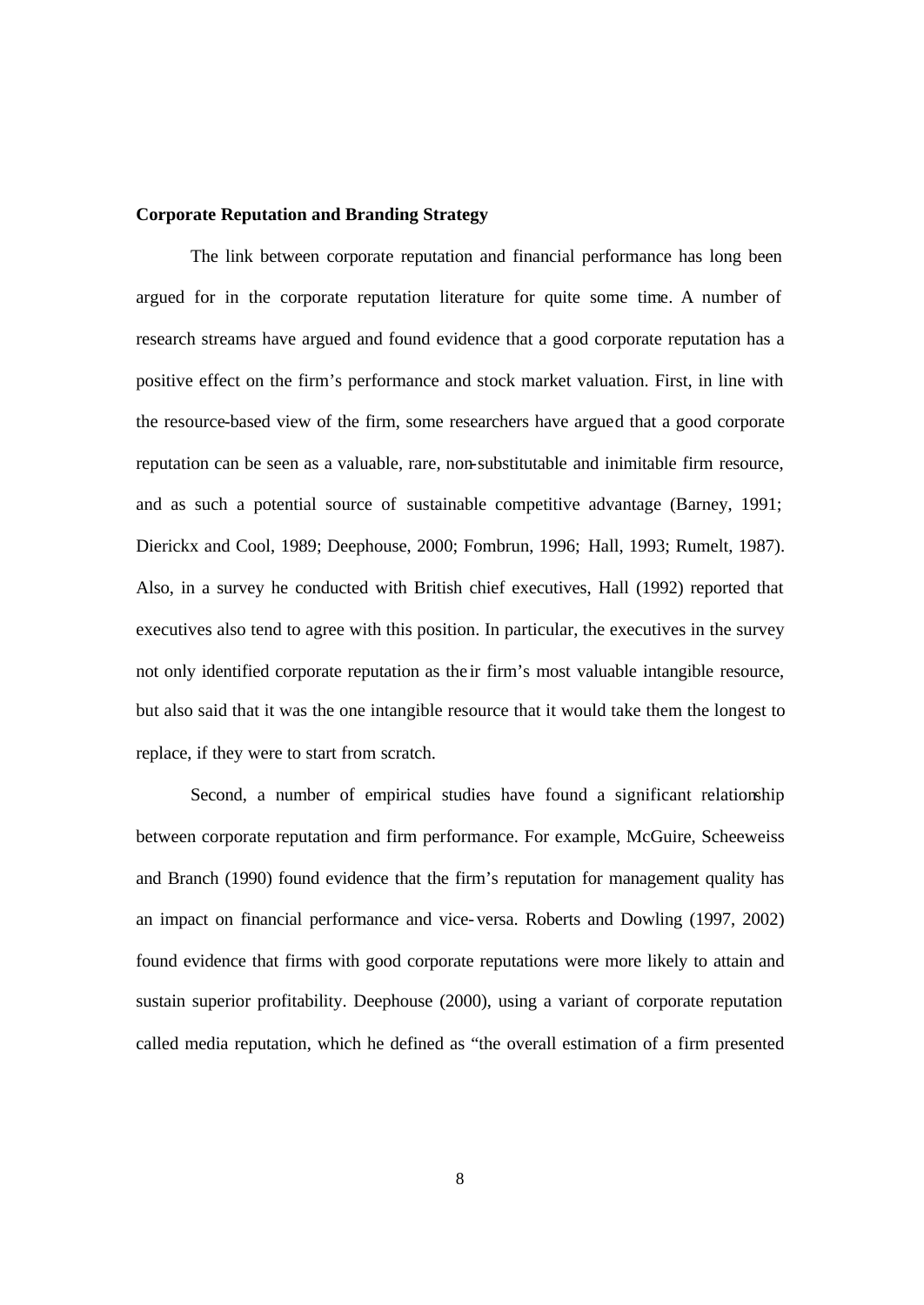**Corporate Reputation and Branding Strategy**

The link between corporate reputation and financial performance has long been argued for in the corporate reputation literature for quite some time. A number of research streams have argued and found evidence that a good corporate reputation has a positive effect on the firm's performance and stock market valuation. First, in line with the resource-based view of the firm, some researchers have argued that a good corporate reputation can be seen as a valuable, rare, non-substitutable and inimitable firm resource, and as such a potential source of sustainable competitive advantage (Barney, 1991; Dierickx and Cool, 1989; Deephouse, 2000; Fombrun, 1996; Hall, 1993; Rumelt, 1987). Also, in a survey he conducted with British chief executives, Hall (1992) reported that executives also tend to agree with this position. In particular, the executives in the survey not only identified corporate reputation as their firm's most valuable intangible resource, but also said that it was the one intangible resource that it would take them the longest to replace, if they were to start from scratch.

Second, a number of empirical studies have found a significant relationship between corporate reputation and firm performance. For example, McGuire, Scheeweiss and Branch (1990) found evidence that the firm's reputation for management quality has an impact on financial performance and vice-versa. Roberts and Dowling (1997, 2002) found evidence that firms with good corporate reputations were more likely to attain and sustain superior profitability. Deephouse (2000), using a variant of corporate reputation called media reputation, which he defined as "the overall estimation of a firm presented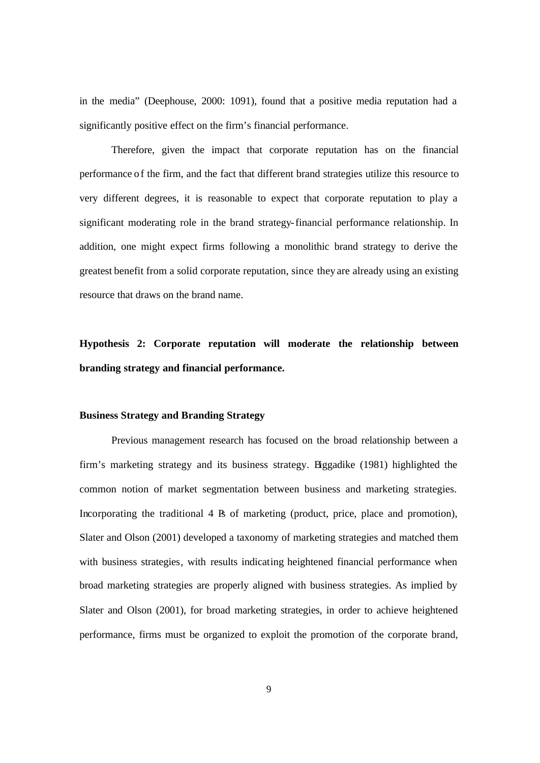in the media" (Deephouse, 2000: 1091), found that a positive media reputation had a significantly positive effect on the firm's financial performance.

Therefore, given the impact that corporate reputation has on the financial performance of the firm, and the fact that different brand strategies utilize this resource to very different degrees, it is reasonable to expect that corporate reputation to play a significant moderating role in the brand strategy-financial performance relationship. In addition, one might expect firms following a monolithic brand strategy to derive the greatest benefit from a solid corporate reputation, since they are already using an existing resource that draws on the brand name.

**Hypothesis 2: Corporate reputation will moderate the relationship between branding strategy and financial performance.**

**Business Strategy and Branding Strategy**

Previous management research has focused on the broad relationship between a firm's marketing strategy and its business strategy. Biggadike (1981) highlighted the common notion of market segmentation between business and marketing strategies. Incorporating the traditional 4 Ps of marketing (product, price, place and promotion), Slater and Olson (2001) developed a taxonomy of marketing strategies and matched them with business strategies, with results indicating heightened financial performance when broad marketing strategies are properly aligned with business strategies. As implied by Slater and Olson (2001), for broad marketing strategies, in order to achieve heightened performance, firms must be organized to exploit the promotion of the corporate brand,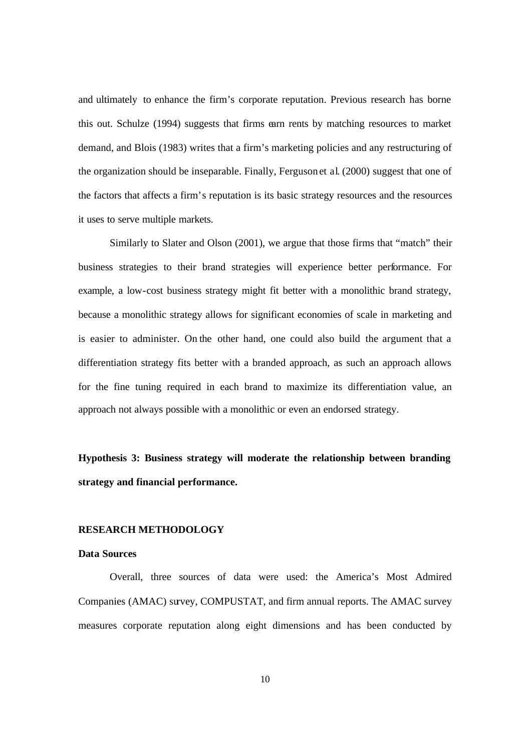and ultimately to enhance the firm's corporate reputation. Previous research has borne this out. Schulze (1994) suggests that firms earn rents by matching resources to market demand, and Blois (1983) writes that a firm's marketing policies and any restructuring of the organization should be inseparable. Finally, Ferguson et al. (2000) suggest that one of the factors that affects a firm's reputation is its basic strategy resources and the resources it uses to serve multiple markets.

Similarly to Slater and Olson (2001), we argue that those firms that "match" their business strategies to their brand strategies will experience better performance. For example, a low-cost business strategy might fit better with a monolithic brand strategy, because a monolithic strategy allows for significant economies of scale in marketing and is easier to administer. On the other hand, one could also build the argument that a differentiation strategy fits better with a branded approach, as such an approach allows for the fine tuning required in each brand to maximize its differentiation value, an approach not always possible with a monolithic or even an endorsed strategy.

**Hypothesis 3: Business strategy will moderate the relationship between branding strategy and financial performance.**

## RESEARCH METHODOLOGY

### Data Sources

Overall, three sources of data were used: the America's Most Admired Companies (AMAC) survey, COMPUSTAT, and firm annual reports. The AMAC survey measures corporate reputation along eight dimensions and has been conducted by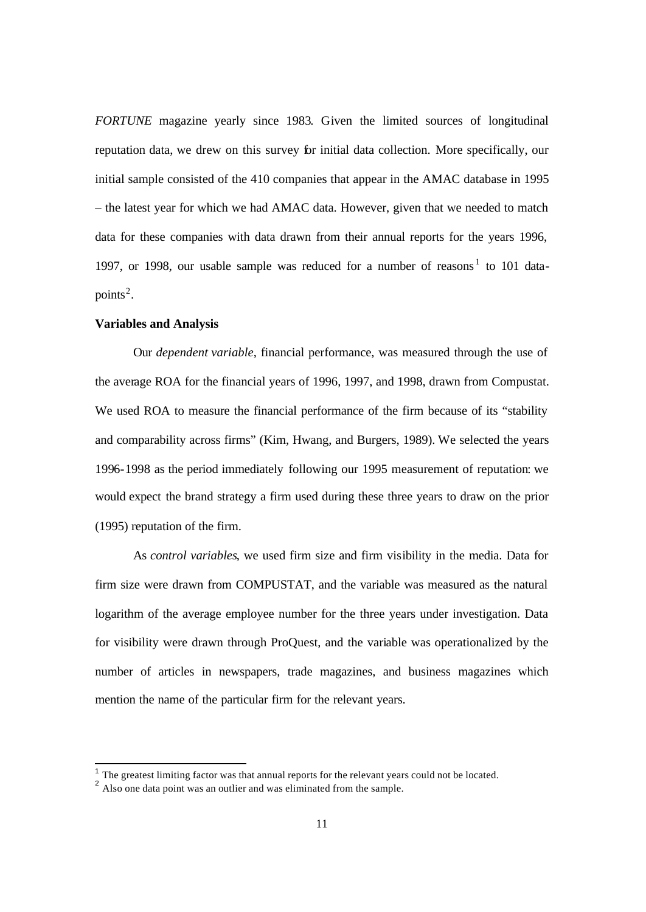*FORTUNE* magazine yearly since 1983. Given the limited sources of longitudinal reputation data, we drew on this survey for initial data collection. More specifically, our initial sample consisted of the 410 companies that appear in the AMAC database in 1995 – the latest year for which we had AMAC data. However, given that we needed to match data for these companies with data drawn from their annual reports for the years 1996, 1997, or 1998, our usable sample was reduced for a number of reasons[1] to 101 data-points[2].

**Variables and Analysis**

Our *dependent variable*, financial performance, was measured through the use of the average ROA for the financial years of 1996, 1997, and 1998, drawn from Compustat. We used ROA to measure the financial performance of the firm because of its "stability and comparability across firms" (Kim, Hwang, and Burgers, 1989). We selected the years 1996-1998 as the period immediately following our 1995 measurement of reputation: we would expect the brand strategy a firm used during these three years to draw on the prior (1995) reputation of the firm.

As *control variables*, we used firm size and firm visibility in the media. Data for firm size were drawn from COMPUSTAT, and the variable was measured as the natural logarithm of the average employee number for the three years under investigation. Data for visibility were drawn through ProQuest, and the variable was operationalized by the number of articles in newspapers, trade magazines, and business magazines which mention the name of the particular firm for the relevant years.

---

[1] The greatest limiting factor was that annual reports for the relevant years could not be located.

[2] Also one data point was an outlier and was eliminated from the sample.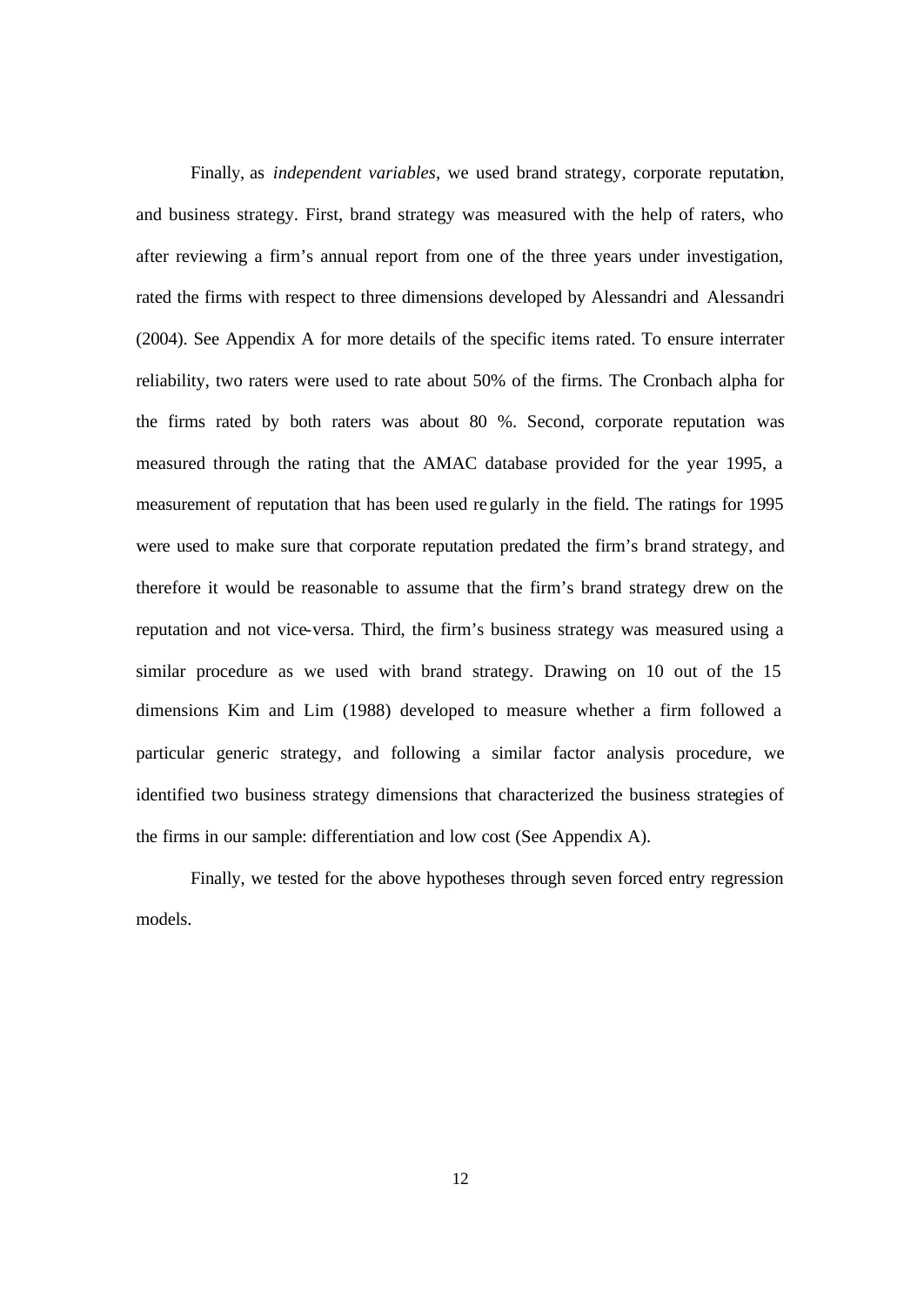Finally, as *independent variables*, we used brand strategy, corporate reputation, and business strategy. First, brand strategy was measured with the help of raters, who after reviewing a firm's annual report from one of the three years under investigation, rated the firms with respect to three dimensions developed by Alessandri and Alessandri (2004). See Appendix A for more details of the specific items rated. To ensure interrater reliability, two raters were used to rate about 50% of the firms. The Cronbach alpha for the firms rated by both raters was about 80 %. Second, corporate reputation was measured through the rating that the AMAC database provided for the year 1995, a measurement of reputation that has been used regularly in the field. The ratings for 1995 were used to make sure that corporate reputation predated the firm's brand strategy, and therefore it would be reasonable to assume that the firm's brand strategy drew on the reputation and not vice-versa. Third, the firm's business strategy was measured using a similar procedure as we used with brand strategy. Drawing on 10 out of the 15 dimensions Kim and Lim (1988) developed to measure whether a firm followed a particular generic strategy, and following a similar factor analysis procedure, we identified two business strategy dimensions that characterized the business strategies of the firms in our sample: differentiation and low cost (See Appendix A).

Finally, we tested for the above hypotheses through seven forced entry regression models.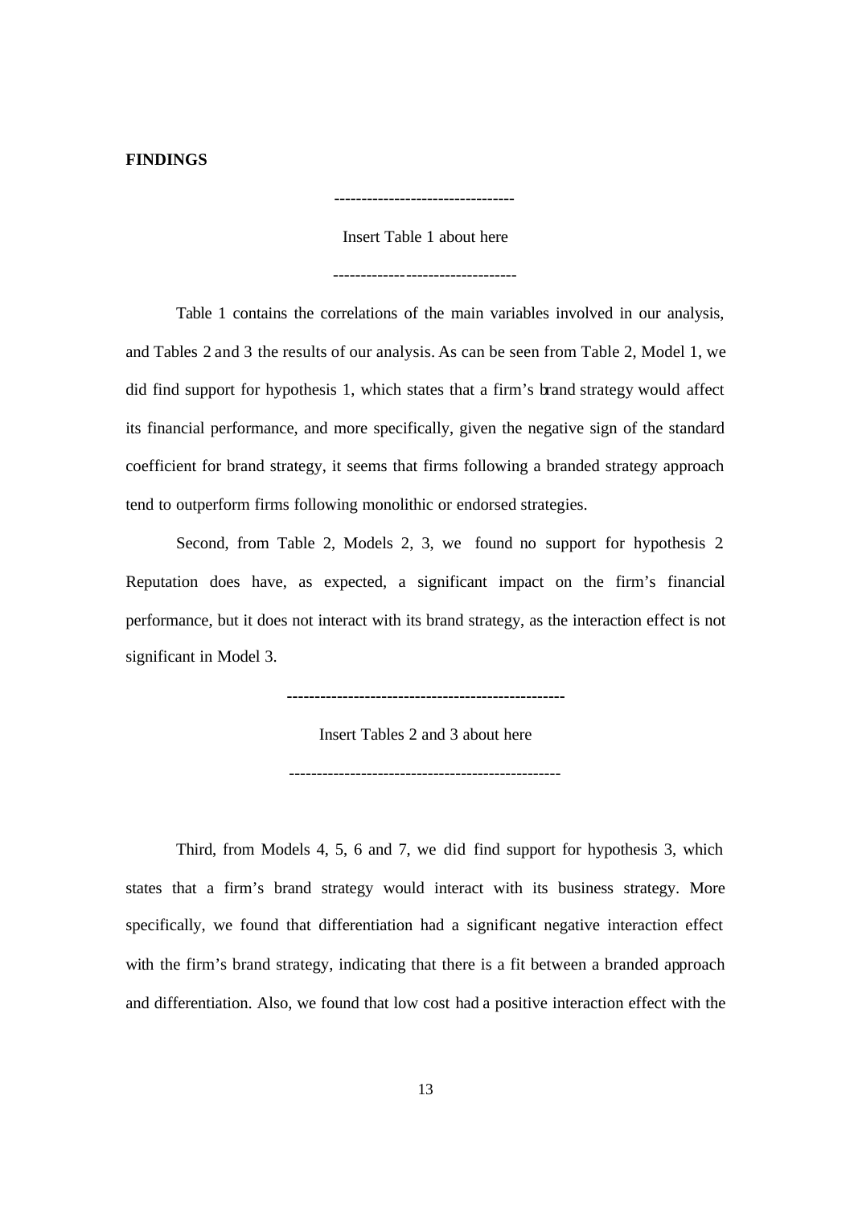**FINDINGS**

---------------------------------

Insert Table 1 about here

---------------------------------

Table 1 contains the correlations of the main variables involved in our analysis, and Tables 2 and 3 the results of our analysis. As can be seen from Table 2, Model 1, we did find support for hypothesis 1, which states that a firm's brand strategy would affect its financial performance, and more specifically, given the negative sign of the standard coefficient for brand strategy, it seems that firms following a branded strategy approach tend to outperform firms following monolithic or endorsed strategies.

Second, from Table 2, Models 2, 3, we found no support for hypothesis 2. Reputation does have, as expected, a significant impact on the firm's financial performance, but it does not interact with its brand strategy, as the interaction effect is not significant in Model 3.

--------------------------------------------------

Insert Tables 2 and 3 about here

------------------------------------------------

Third, from Models 4, 5, 6 and 7, we did find support for hypothesis 3, which states that a firm's brand strategy would interact with its business strategy. More specifically, we found that differentiation had a significant negative interaction effect with the firm's brand strategy, indicating that there is a fit between a branded approach and differentiation. Also, we found that low cost had a positive interaction effect with the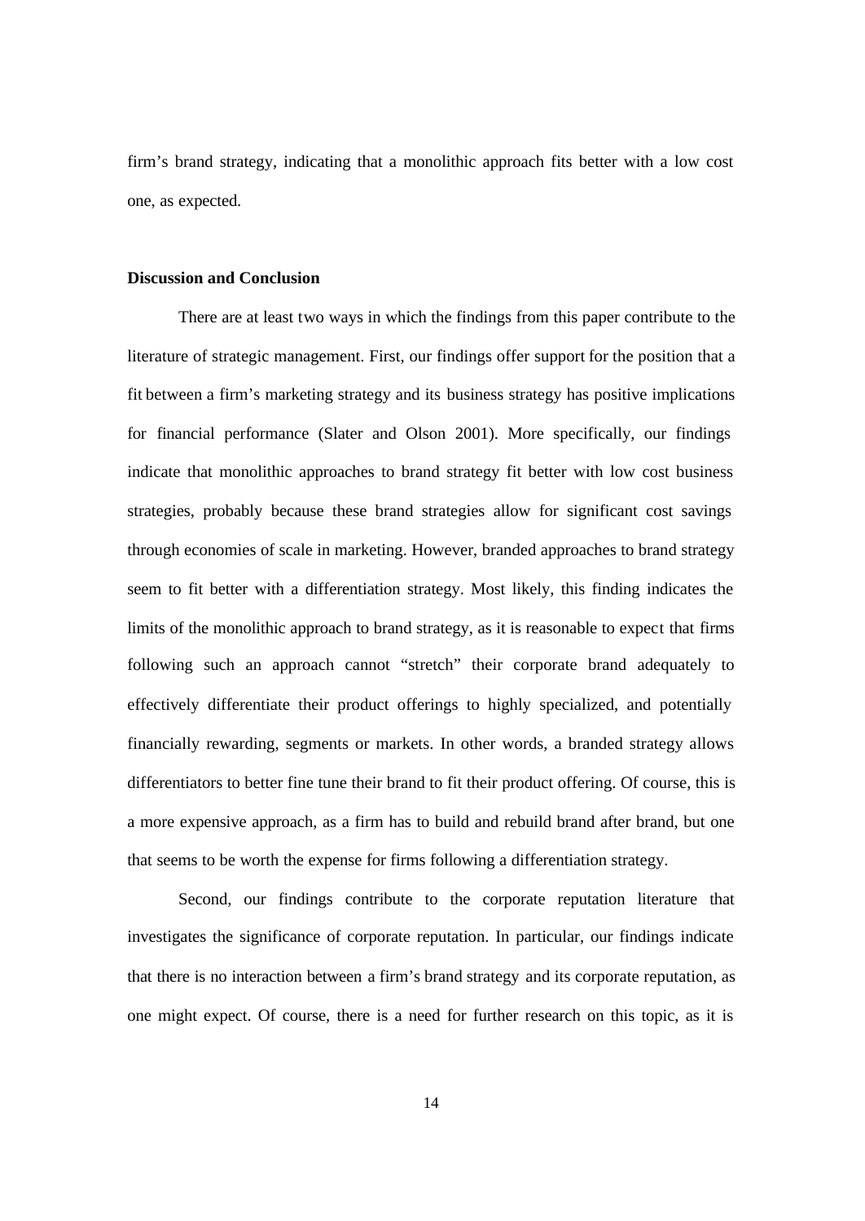firm's brand strategy, indicating that a monolithic approach fits better with a low cost one, as expected.

**Discussion and Conclusion**

There are at least two ways in which the findings from this paper contribute to the literature of strategic management. First, our findings offer support for the position that a fit between a firm's marketing strategy and its business strategy has positive implications for financial performance (Slater and Olson 2001). More specifically, our findings indicate that monolithic approaches to brand strategy fit better with low cost business strategies, probably because these brand strategies allow for significant cost savings through economies of scale in marketing. However, branded approaches to brand strategy seem to fit better with a differentiation strategy. Most likely, this finding indicates the limits of the monolithic approach to brand strategy, as it is reasonable to expect that firms following such an approach cannot "stretch" their corporate brand adequately to effectively differentiate their product offerings to highly specialized, and potentially financially rewarding, segments or markets. In other words, a branded strategy allows differentiators to better fine tune their brand to fit their product offering. Of course, this is a more expensive approach, as a firm has to build and rebuild brand after brand, but one that seems to be worth the expense for firms following a differentiation strategy.

Second, our findings contribute to the corporate reputation literature that investigates the significance of corporate reputation. In particular, our findings indicate that there is no interaction between a firm's brand strategy and its corporate reputation, as one might expect. Of course, there is a need for further research on this topic, as it is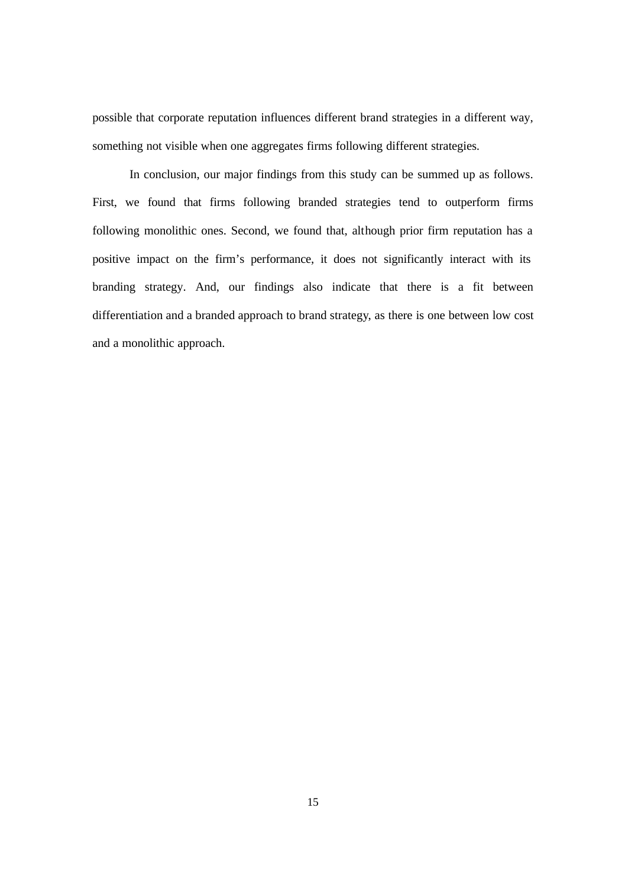possible that corporate reputation influences different brand strategies in a different way, something not visible when one aggregates firms following different strategies.

In conclusion, our major findings from this study can be summed up as follows. First, we found that firms following branded strategies tend to outperform firms following monolithic ones. Second, we found that, although prior firm reputation has a positive impact on the firm's performance, it does not significantly interact with its branding strategy. And, our findings also indicate that there is a fit between differentiation and a branded approach to brand strategy, as there is one between low cost and a monolithic approach.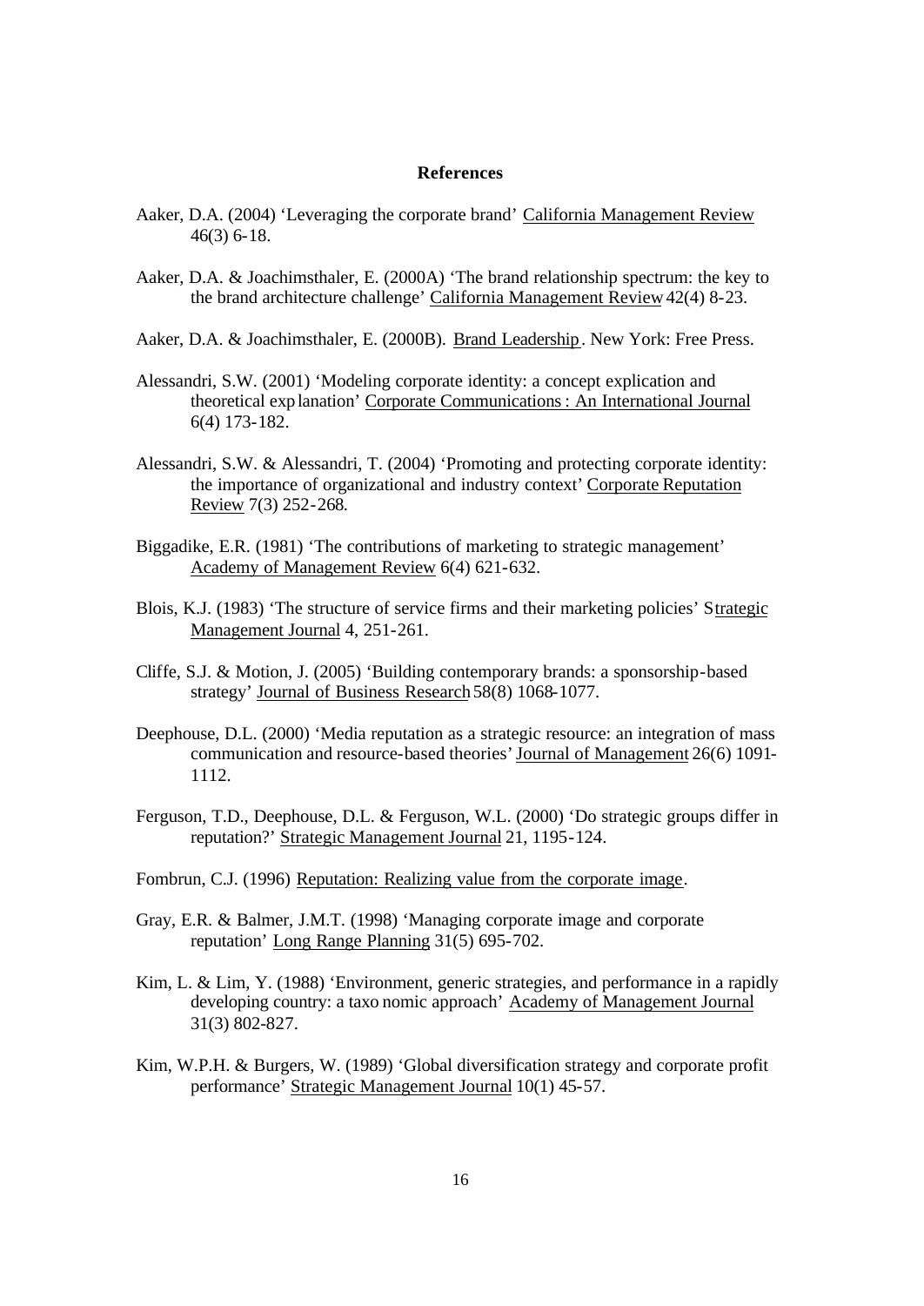## References

Aaker, D.A. (2004) 'Leveraging the corporate brand' California Management Review 46(3) 6-18.

Aaker, D.A. & Joachimsthaler, E. (2000A) 'The brand relationship spectrum: the key to the brand architecture challenge' California Management Review 42(4) 8-23.

Aaker, D.A. & Joachimsthaler, E. (2000B). Brand Leadership. New York: Free Press.

Alessandri, S.W. (2001) 'Modeling corporate identity: a concept explication and theoretical explanation' Corporate Communications: An International Journal 6(4) 173-182.

Alessandri, S.W. & Alessandri, T. (2004) 'Promoting and protecting corporate identity: the importance of organizational and industry context' Corporate Reputation Review 7(3) 252-268.

Biggadike, E.R. (1981) 'The contributions of marketing to strategic management' Academy of Management Review 6(4) 621-632.

Blois, K.J. (1983) 'The structure of service firms and their marketing policies' Strategic Management Journal 4, 251-261.

Cliffe, S.J. & Motion, J. (2005) 'Building contemporary brands: a sponsorship-based strategy' Journal of Business Research 58(8) 1068-1077.

Deephouse, D.L. (2000) 'Media reputation as a strategic resource: an integration of mass communication and resource-based theories' Journal of Management 26(6) 1091-1112.

Ferguson, T.D., Deephouse, D.L. & Ferguson, W.L. (2000) 'Do strategic groups differ in reputation?' Strategic Management Journal 21, 1195-124.

Fombrun, C.J. (1996) Reputation: Realizing value from the corporate image.

Gray, E.R. & Balmer, J.M.T. (1998) 'Managing corporate image and corporate reputation' Long Range Planning 31(5) 695-702.

Kim, L. & Lim, Y. (1988) 'Environment, generic strategies, and performance in a rapidly developing country: a taxonomic approach' Academy of Management Journal 31(3) 802-827.

Kim, W.P.H. & Burgers, W. (1989) 'Global diversification strategy and corporate profit performance' Strategic Management Journal 10(1) 45-57.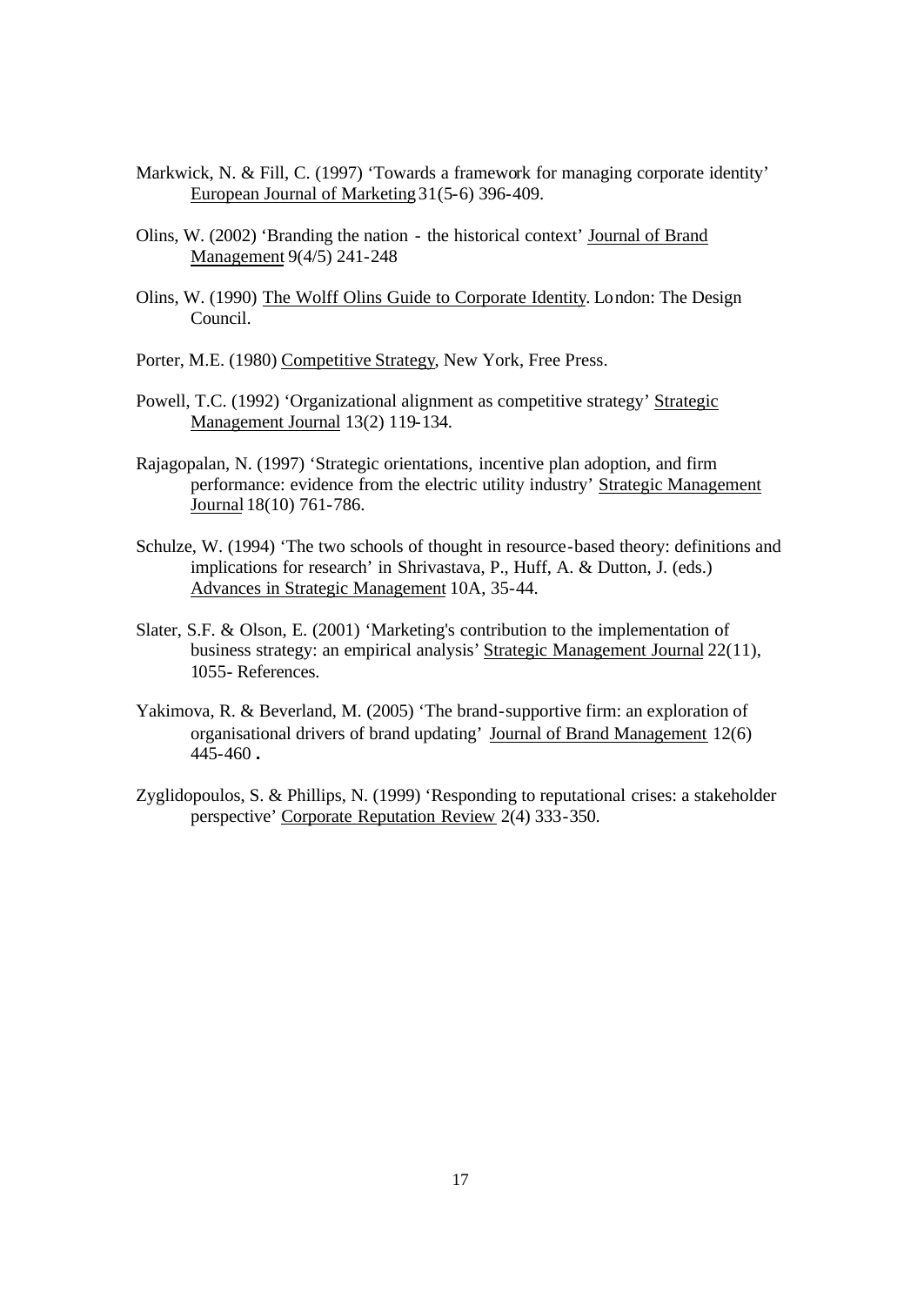Markwick, N. & Fill, C. (1997) 'Towards a framework for managing corporate identity' European Journal of Marketing 31(5-6) 396-409.

Olins, W. (2002) 'Branding the nation - the historical context' Journal of Brand Management 9(4/5) 241-248

Olins, W. (1990) The Wolff Olins Guide to Corporate Identity. London: The Design Council.

Porter, M.E. (1980) Competitive Strategy, New York, Free Press.

Powell, T.C. (1992) 'Organizational alignment as competitive strategy' Strategic Management Journal 13(2) 119-134.

Rajagopalan, N. (1997) 'Strategic orientations, incentive plan adoption, and firm performance: evidence from the electric utility industry' Strategic Management Journal 18(10) 761-786.

Schulze, W. (1994) 'The two schools of thought in resource-based theory: definitions and implications for research' in Shrivastava, P., Huff, A. & Dutton, J. (eds.) Advances in Strategic Management 10A, 35-44.

Slater, S.F. & Olson, E. (2001) 'Marketing's contribution to the implementation of business strategy: an empirical analysis' Strategic Management Journal 22(11), 1055- References.

Yakimova, R. & Beverland, M. (2005) 'The brand-supportive firm: an exploration of organisational drivers of brand updating' Journal of Brand Management 12(6) 445-460 .

Zyglidopoulos, S. & Phillips, N. (1999) 'Responding to reputational crises: a stakeholder perspective' Corporate Reputation Review 2(4) 333-350.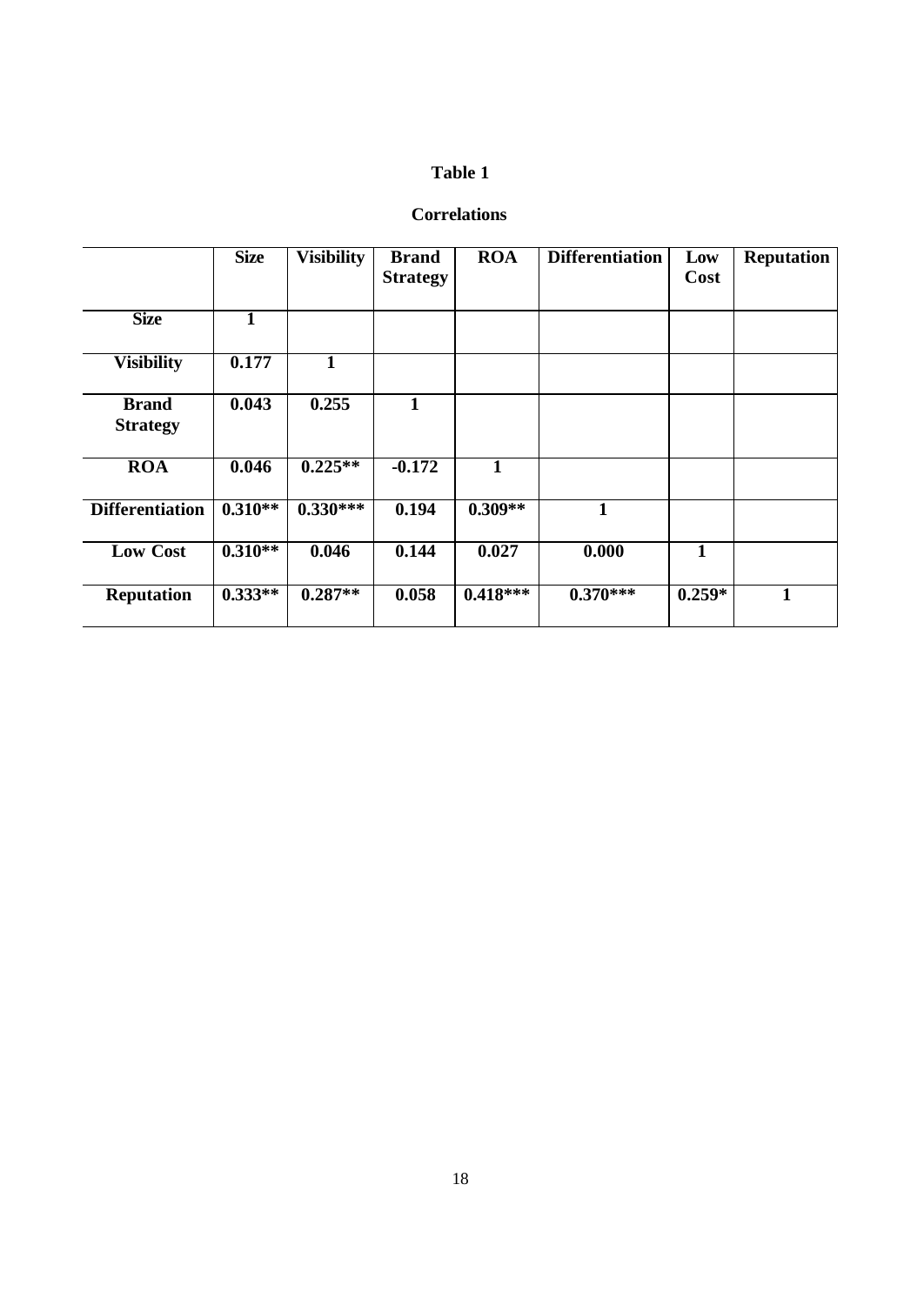**Table 1**

**Correlations**

| | **Size** | **Visibility** | **Brand Strategy** | **ROA** | **Differentiation** | **Low Cost** | **Reputation** |
|---|---|---|---|---|---|---|---|
| **Size** | **1** | | | | | | |
| **Visibility** | **0.177** | **1** | | | | | |
| **Brand Strategy** | **0.043** | **0.255** | **1** | | | | |
| **ROA** | **0.046** | **0.225**** | **-0.172** | **1** | | | |
| **Differentiation** | **0.310**** | **0.330***** | **0.194** | **0.309**** | **1** | | |
| **Low Cost** | **0.310**** | **0.046** | **0.144** | **0.027** | **0.000** | **1** | |
| **Reputation** | **0.333**** | **0.287**** | **0.058** | **0.418***** | **0.370***** | **0.259*** | **1** |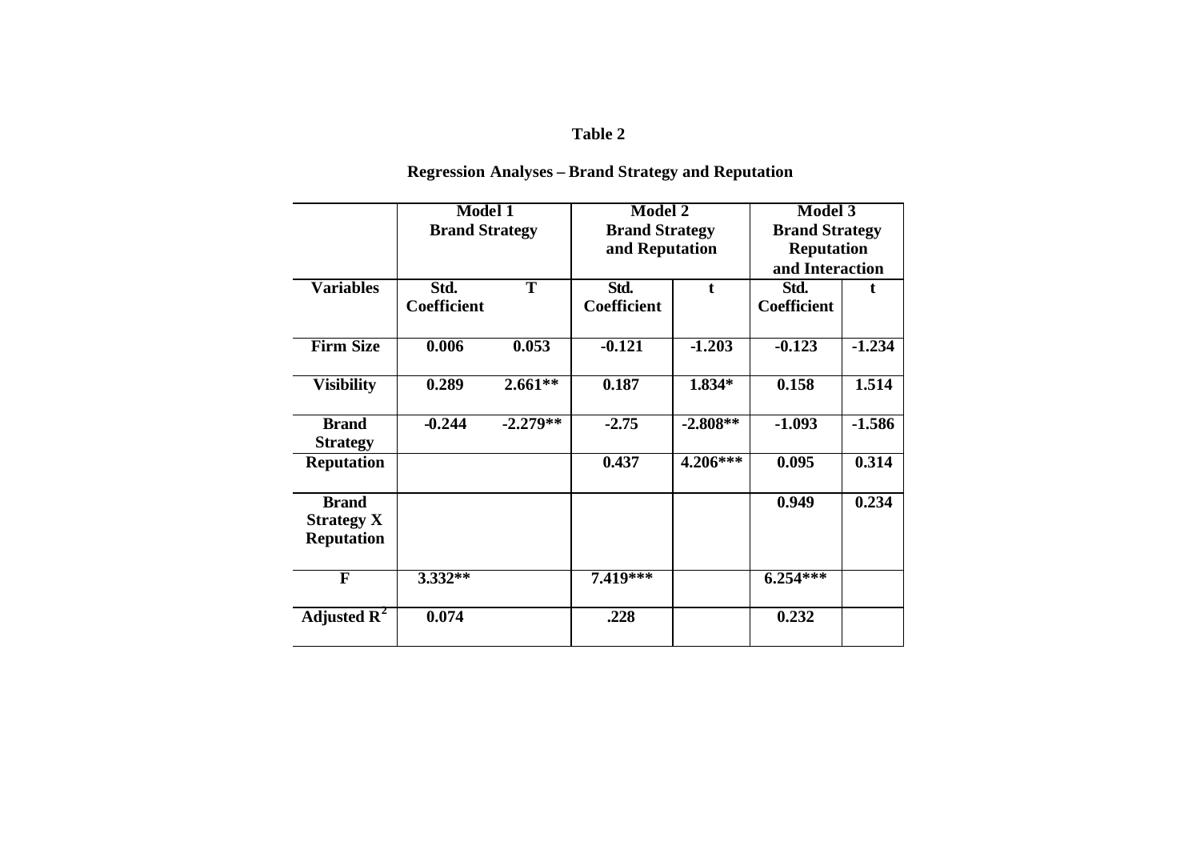**Table 2**

**Regression Analyses – Brand Strategy and Reputation**

| | Model 1 Brand Strategy | | Model 2 Brand Strategy and Reputation | | Model 3 Brand Strategy Reputation and Interaction | |
|---|---|---|---|---|---|---|
| **Variables** | **Std. Coefficient** | **T** | **Std. Coefficient** | **t** | **Std. Coefficient** | **t** |
| **Firm Size** | 0.006 | 0.053 | -0.121 | -1.203 | -0.123 | -1.234 |
| **Visibility** | 0.289 | 2.661** | 0.187 | 1.834* | 0.158 | 1.514 |
| **Brand Strategy** | -0.244 | -2.279** | -2.75 | -2.808** | -1.093 | -1.586 |
| **Reputation** | | | 0.437 | 4.206*** | 0.095 | 0.314 |
| **Brand Strategy X Reputation** | | | | | 0.949 | 0.234 |
| **F** | 3.332** | | 7.419*** | | 6.254*** | |
| **Adjusted $R^2$** | 0.074 | | .228 | | 0.232 | |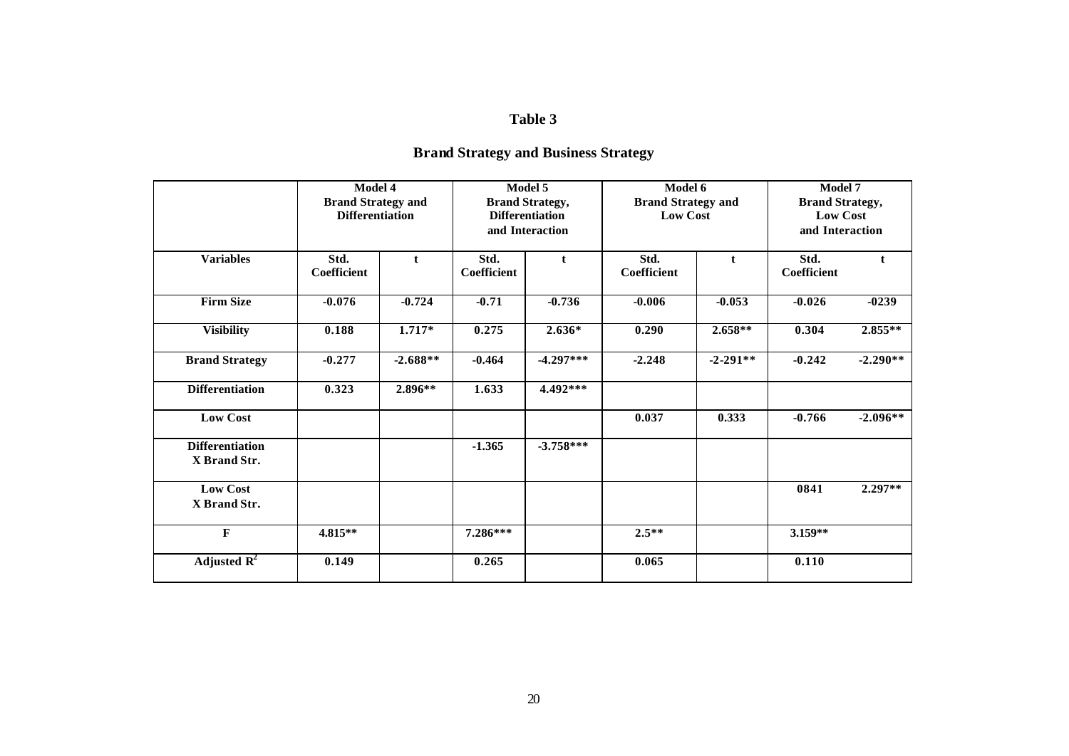# Table 3

## Brand Strategy and Business Strategy

| | Model 4 Brand Strategy and Differentiation | | Model 5 Brand Strategy, Differentiation and Interaction | | Model 6 Brand Strategy and Low Cost | | Model 7 Brand Strategy, Low Cost and Interaction | |
|---|---|---|---|---|---|---|---|---|
| **Variables** | **Std. Coefficient** | **t** | **Std. Coefficient** | **t** | **Std. Coefficient** | **t** | **Std. Coefficient** | **t** |
| **Firm Size** | -0.076 | -0.724 | -0.71 | -0.736 | -0.006 | -0.053 | -0.026 | -0239 |
| **Visibility** | 0.188 | 1.717* | 0.275 | 2.636* | 0.290 | 2.658** | 0.304 | 2.855** |
| **Brand Strategy** | -0.277 | -2.688** | -0.464 | -4.297*** | -2.248 | -2-291** | -0.242 | -2.290** |
| **Differentiation** | 0.323 | 2.896** | 1.633 | 4.492*** | | | | |
| **Low Cost** | | | | | 0.037 | 0.333 | -0.766 | -2.096** |
| **Differentiation X Brand Str.** | | | -1.365 | -3.758*** | | | | |
| **Low Cost X Brand Str.** | | | | | | | 0841 | 2.297** |
| **F** | 4.815** | | 7.286*** | | 2.5** | | 3.159** | |
| **Adjusted $R^2$** | 0.149 | | 0.265 | | 0.065 | | 0.110 | |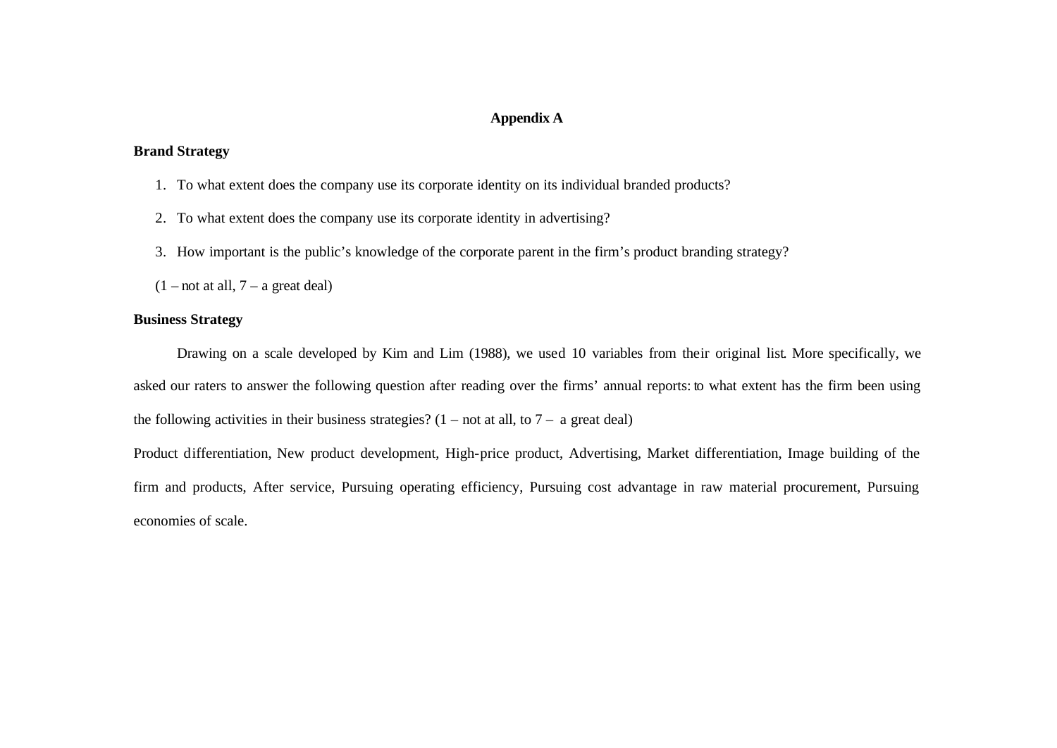# Appendix A

**Brand Strategy**

1. To what extent does the company use its corporate identity on its individual branded products?
2. To what extent does the company use its corporate identity in advertising?
3. How important is the public's knowledge of the corporate parent in the firm's product branding strategy?

(1 – not at all, 7 – a great deal)

**Business Strategy**

Drawing on a scale developed by Kim and Lim (1988), we used 10 variables from their original list. More specifically, we asked our raters to answer the following question after reading over the firms' annual reports: to what extent has the firm been using the following activities in their business strategies? (1 – not at all, to 7 – a great deal)

Product differentiation, New product development, High-price product, Advertising, Market differentiation, Image building of the firm and products, After service, Pursuing operating efficiency, Pursuing cost advantage in raw material procurement, Pursuing economies of scale.